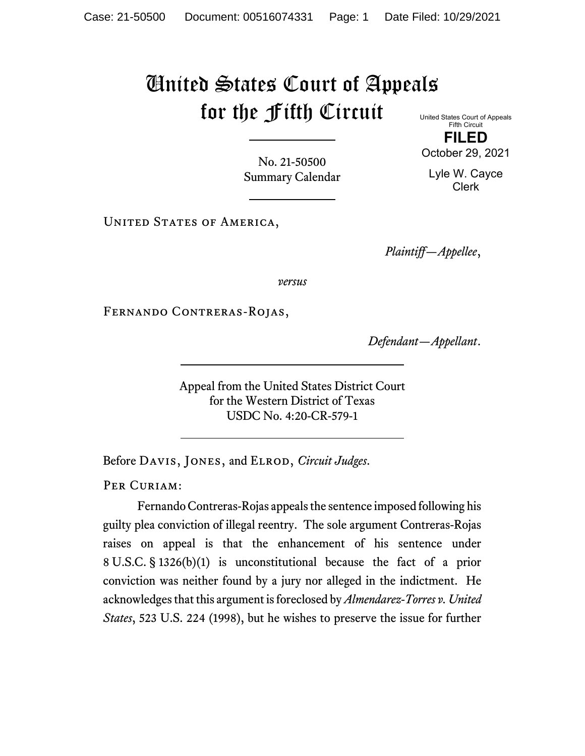# United States Court of Appeals for the Fifth Circuit

United States Court of Appeals
Fifth Circuit

**FILED**

October 29, 2021

Lyle W. Cayce
Clerk

No. 21-50500
Summary Calendar

United States of America,

*Plaintiff—Appellee*,

*versus*

Fernando Contreras-Rojas,

*Defendant—Appellant*.

Appeal from the United States District Court
for the Western District of Texas
USDC No. 4:20-CR-579-1

Before Davis, Jones, and Elrod, *Circuit Judges*.

Per Curiam:

Fernando Contreras-Rojas appeals the sentence imposed following his guilty plea conviction of illegal reentry. The sole argument Contreras-Rojas raises on appeal is that the enhancement of his sentence under 8 U.S.C. § 1326(b)(1) is unconstitutional because the fact of a prior conviction was neither found by a jury nor alleged in the indictment. He acknowledges that this argument is foreclosed by *Almendarez-Torres v. United States*, 523 U.S. 224 (1998), but he wishes to preserve the issue for further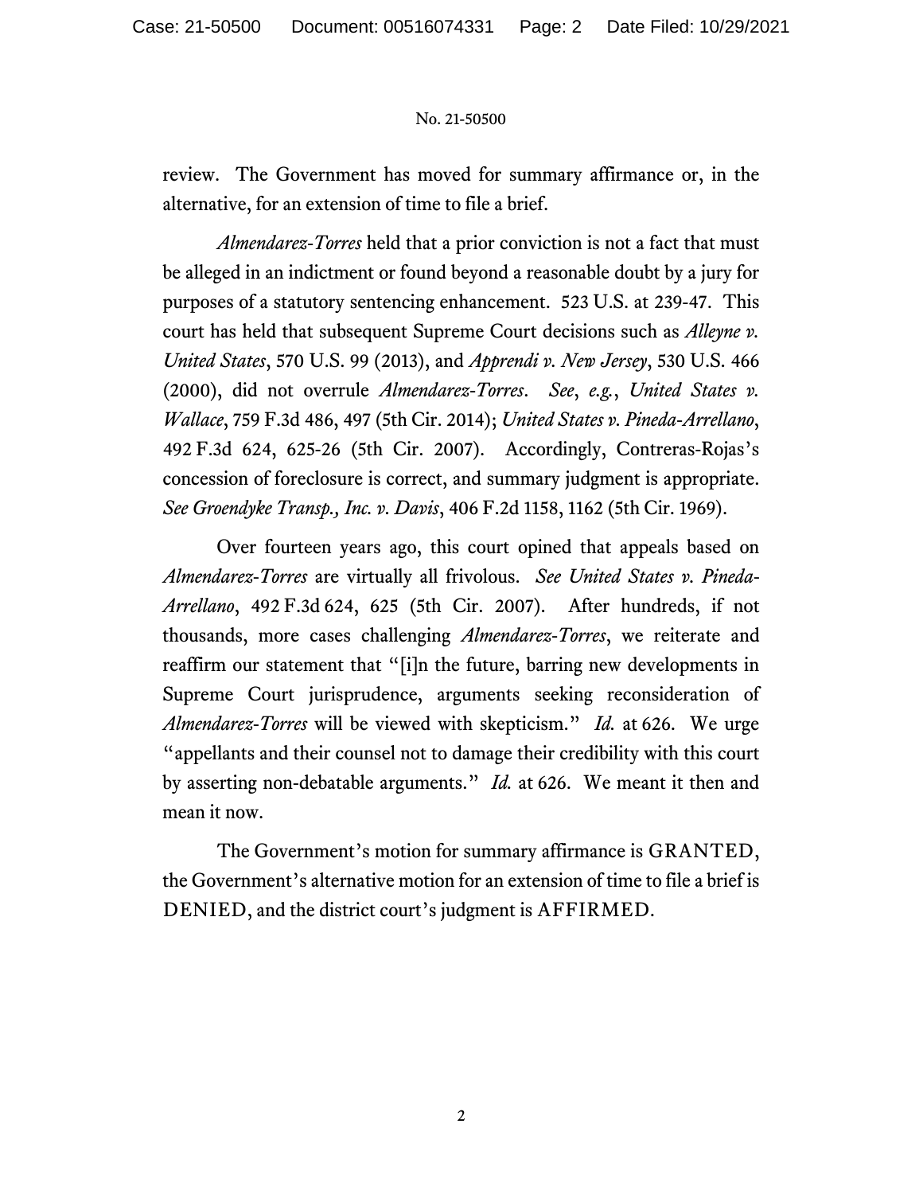review. The Government has moved for summary affirmance or, in the alternative, for an extension of time to file a brief.

*Almendarez-Torres* held that a prior conviction is not a fact that must be alleged in an indictment or found beyond a reasonable doubt by a jury for purposes of a statutory sentencing enhancement. 523 U.S. at 239-47. This court has held that subsequent Supreme Court decisions such as *Alleyne v. United States*, 570 U.S. 99 (2013), and *Apprendi v. New Jersey*, 530 U.S. 466 (2000), did not overrule *Almendarez-Torres*. *See*, *e.g.*, *United States v. Wallace*, 759 F.3d 486, 497 (5th Cir. 2014); *United States v. Pineda-Arrellano*, 492 F.3d 624, 625-26 (5th Cir. 2007). Accordingly, Contreras-Rojas's concession of foreclosure is correct, and summary judgment is appropriate. *See Groendyke Transp., Inc. v. Davis*, 406 F.2d 1158, 1162 (5th Cir. 1969).

Over fourteen years ago, this court opined that appeals based on *Almendarez-Torres* are virtually all frivolous. *See United States v. Pineda-Arrellano*, 492 F.3d 624, 625 (5th Cir. 2007). After hundreds, if not thousands, more cases challenging *Almendarez-Torres*, we reiterate and reaffirm our statement that "[i]n the future, barring new developments in Supreme Court jurisprudence, arguments seeking reconsideration of *Almendarez-Torres* will be viewed with skepticism." *Id.* at 626. We urge "appellants and their counsel not to damage their credibility with this court by asserting non-debatable arguments." *Id.* at 626. We meant it then and mean it now.

The Government's motion for summary affirmance is GRANTED, the Government's alternative motion for an extension of time to file a brief is DENIED, and the district court's judgment is AFFIRMED.